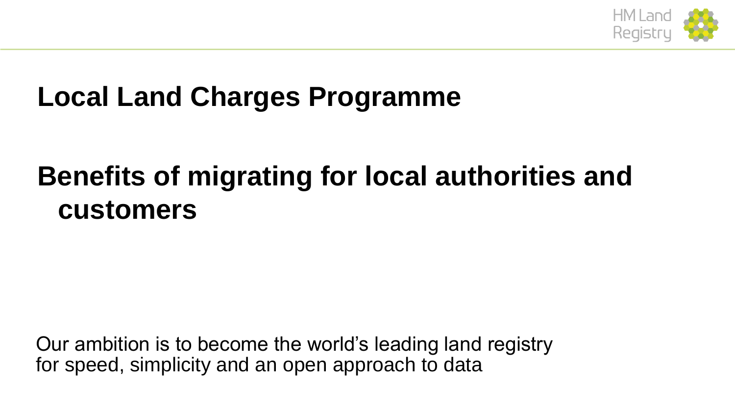# Local Land Charges Programme

## Benefits of migrating for local authorities and customers

Our ambition is to become the world's leading land registry for speed, simplicity and an open approach to data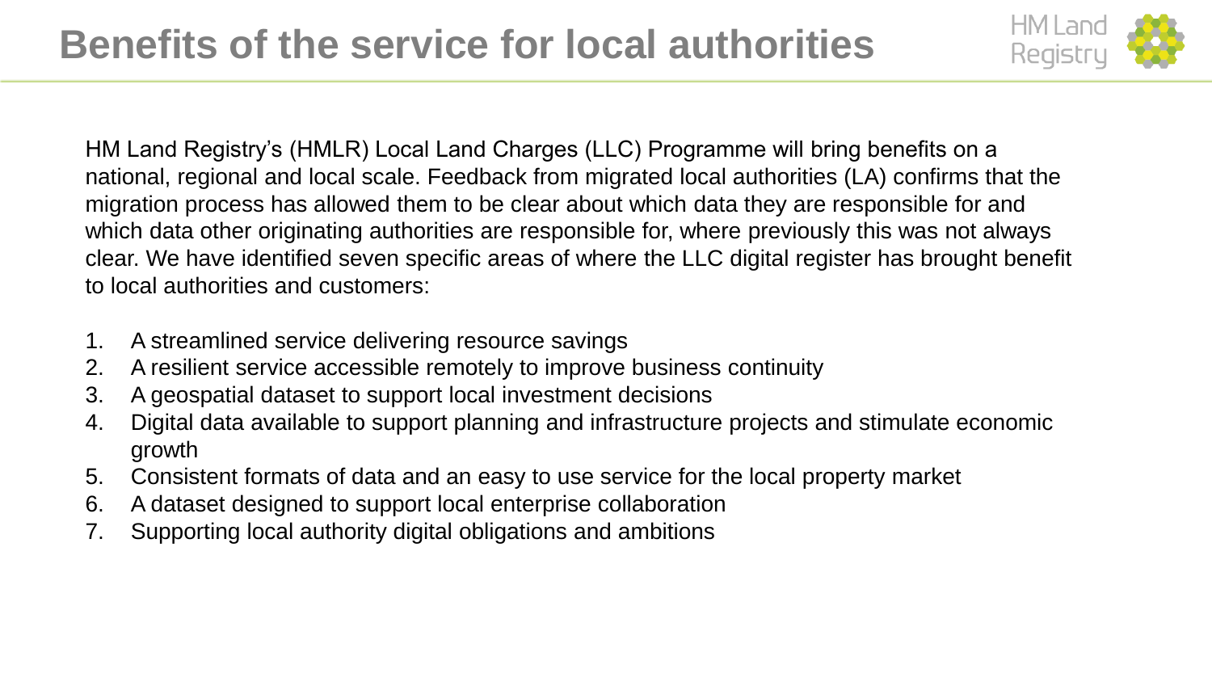# Benefits of the service for local authorities

HM Land Registry's (HMLR) Local Land Charges (LLC) Programme will bring benefits on a national, regional and local scale. Feedback from migrated local authorities (LA) confirms that the migration process has allowed them to be clear about which data they are responsible for and which data other originating authorities are responsible for, where previously this was not always clear. We have identified seven specific areas of where the LLC digital register has brought benefit to local authorities and customers:

1. A streamlined service delivering resource savings
2. A resilient service accessible remotely to improve business continuity
3. A geospatial dataset to support local investment decisions
4. Digital data available to support planning and infrastructure projects and stimulate economic growth
5. Consistent formats of data and an easy to use service for the local property market
6. A dataset designed to support local enterprise collaboration
7. Supporting local authority digital obligations and ambitions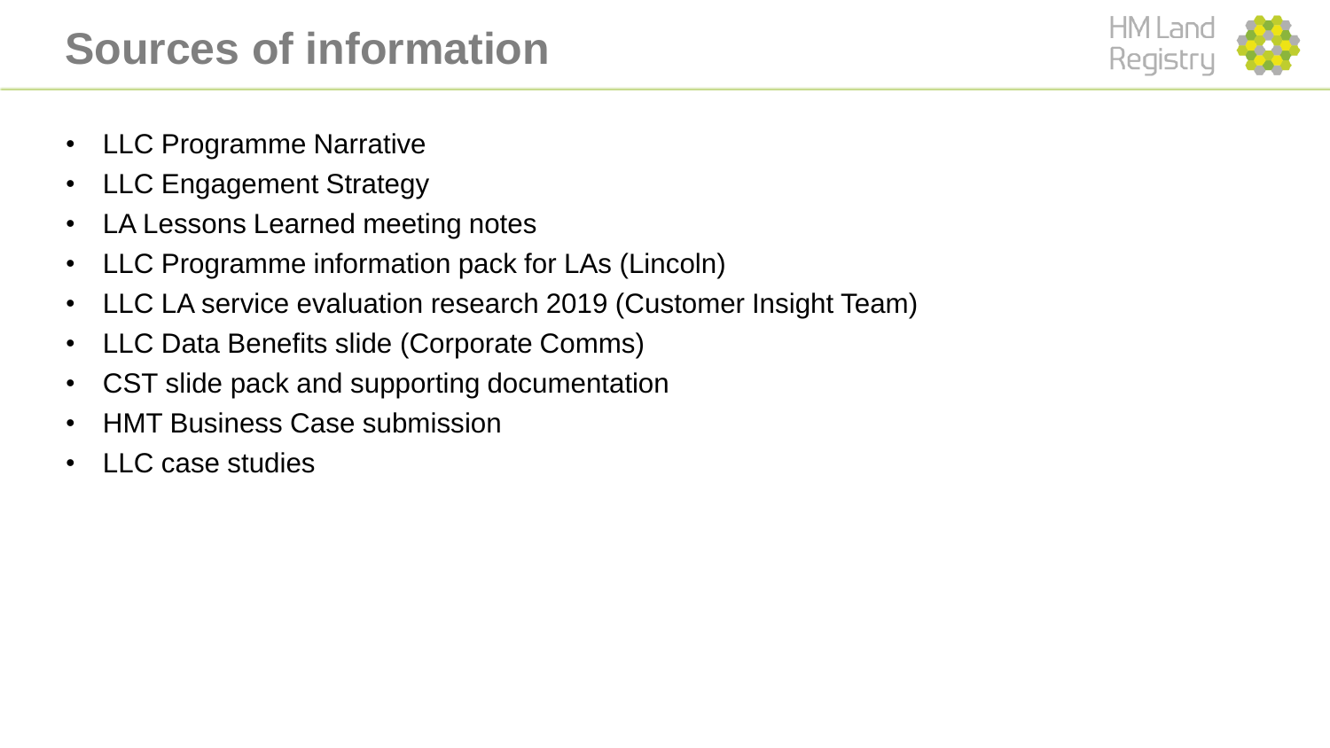# Sources of information

- LLC Programme Narrative
- LLC Engagement Strategy
- LA Lessons Learned meeting notes
- LLC Programme information pack for LAs (Lincoln)
- LLC LA service evaluation research 2019 (Customer Insight Team)
- LLC Data Benefits slide (Corporate Comms)
- CST slide pack and supporting documentation
- HMT Business Case submission
- LLC case studies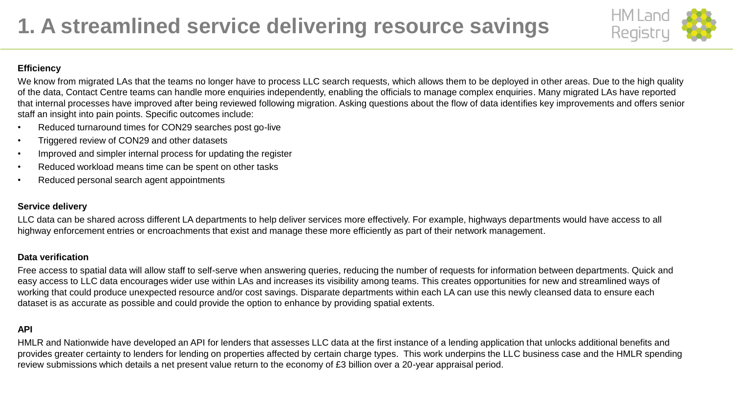# 1. A streamlined service delivering resource savings

**Efficiency**

We know from migrated LAs that the teams no longer have to process LLC search requests, which allows them to be deployed in other areas. Due to the high quality of the data, Contact Centre teams can handle more enquiries independently, enabling the officials to manage complex enquiries. Many migrated LAs have reported that internal processes have improved after being reviewed following migration. Asking questions about the flow of data identifies key improvements and offers senior staff an insight into pain points. Specific outcomes include:

- Reduced turnaround times for CON29 searches post go-live
- Triggered review of CON29 and other datasets
- Improved and simpler internal process for updating the register
- Reduced workload means time can be spent on other tasks
- Reduced personal search agent appointments

**Service delivery**

LLC data can be shared across different LA departments to help deliver services more effectively. For example, highways departments would have access to all highway enforcement entries or encroachments that exist and manage these more efficiently as part of their network management.

**Data verification**

Free access to spatial data will allow staff to self-serve when answering queries, reducing the number of requests for information between departments. Quick and easy access to LLC data encourages wider use within LAs and increases its visibility among teams. This creates opportunities for new and streamlined ways of working that could produce unexpected resource and/or cost savings. Disparate departments within each LA can use this newly cleansed data to ensure each dataset is as accurate as possible and could provide the option to enhance by providing spatial extents.

**API**

HMLR and Nationwide have developed an API for lenders that assesses LLC data at the first instance of a lending application that unlocks additional benefits and provides greater certainty to lenders for lending on properties affected by certain charge types. This work underpins the LLC business case and the HMLR spending review submissions which details a net present value return to the economy of £3 billion over a 20-year appraisal period.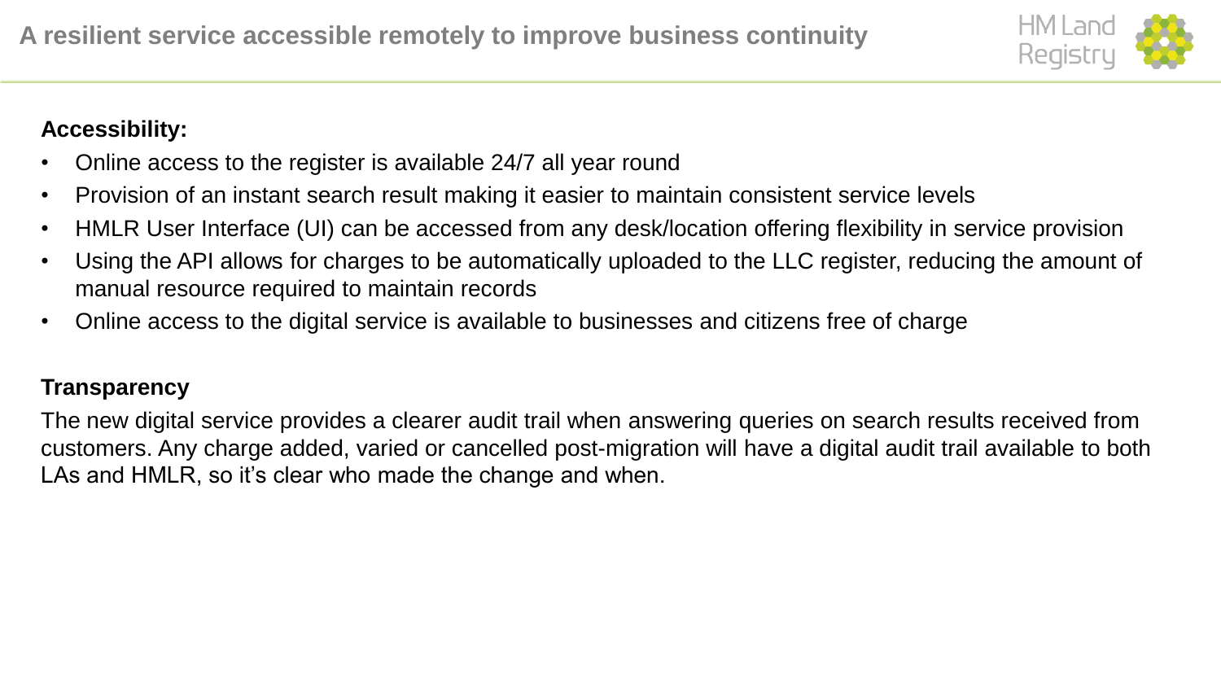# A resilient service accessible remotely to improve business continuity

**Accessibility:**

- Online access to the register is available 24/7 all year round
- Provision of an instant search result making it easier to maintain consistent service levels
- HMLR User Interface (UI) can be accessed from any desk/location offering flexibility in service provision
- Using the API allows for charges to be automatically uploaded to the LLC register, reducing the amount of manual resource required to maintain records
- Online access to the digital service is available to businesses and citizens free of charge

**Transparency**

The new digital service provides a clearer audit trail when answering queries on search results received from customers. Any charge added, varied or cancelled post-migration will have a digital audit trail available to both LAs and HMLR, so it's clear who made the change and when.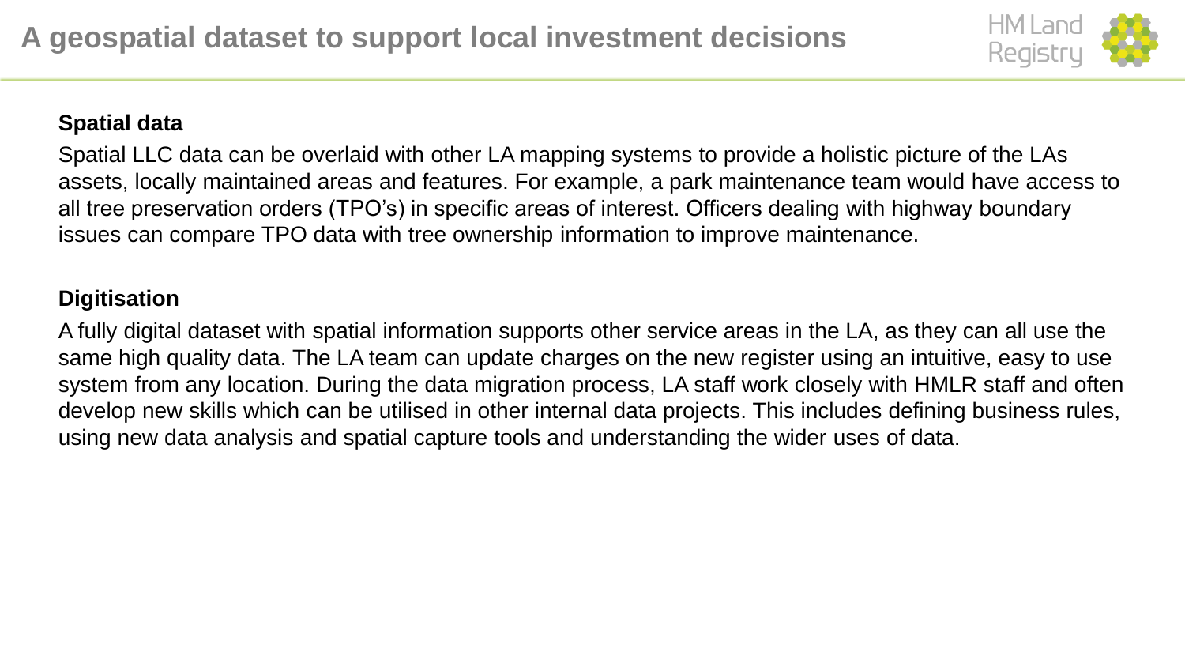# A geospatial dataset to support local investment decisions

**Spatial data**

Spatial LLC data can be overlaid with other LA mapping systems to provide a holistic picture of the LAs assets, locally maintained areas and features. For example, a park maintenance team would have access to all tree preservation orders (TPO's) in specific areas of interest. Officers dealing with highway boundary issues can compare TPO data with tree ownership information to improve maintenance.

**Digitisation**

A fully digital dataset with spatial information supports other service areas in the LA, as they can all use the same high quality data. The LA team can update charges on the new register using an intuitive, easy to use system from any location. During the data migration process, LA staff work closely with HMLR staff and often develop new skills which can be utilised in other internal data projects. This includes defining business rules, using new data analysis and spatial capture tools and understanding the wider uses of data.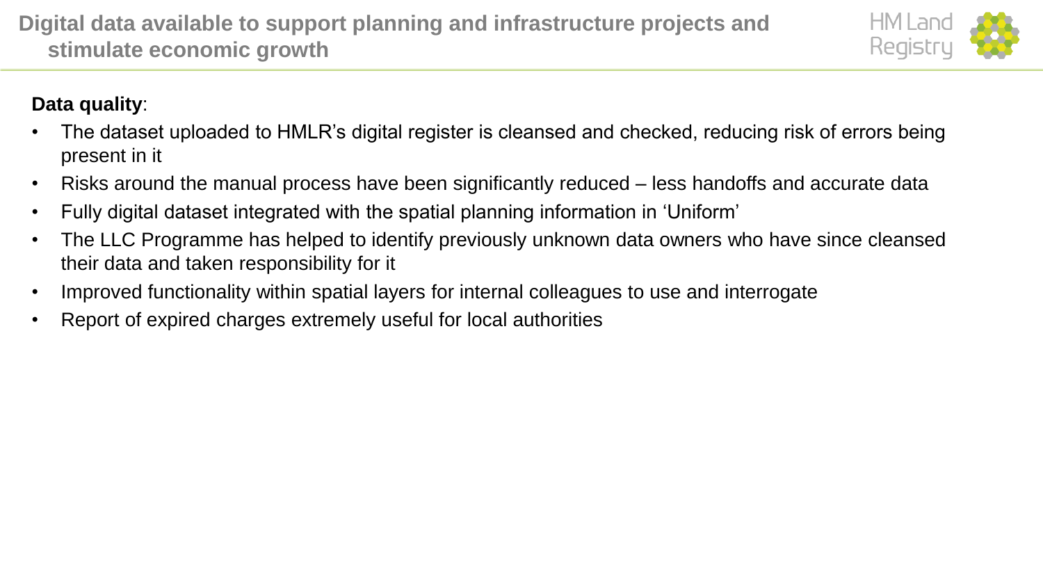# Digital data available to support planning and infrastructure projects and stimulate economic growth

**Data quality**:

- The dataset uploaded to HMLR's digital register is cleansed and checked, reducing risk of errors being present in it
- Risks around the manual process have been significantly reduced – less handoffs and accurate data
- Fully digital dataset integrated with the spatial planning information in 'Uniform'
- The LLC Programme has helped to identify previously unknown data owners who have since cleansed their data and taken responsibility for it
- Improved functionality within spatial layers for internal colleagues to use and interrogate
- Report of expired charges extremely useful for local authorities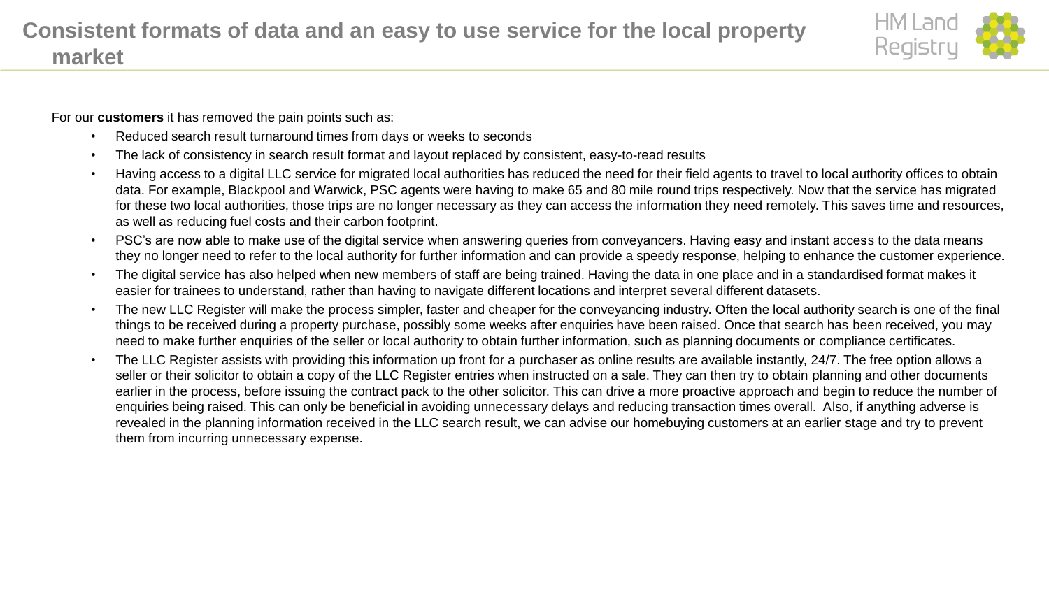# Consistent formats of data and an easy to use service for the local property market

For our **customers** it has removed the pain points such as:

- Reduced search result turnaround times from days or weeks to seconds
- The lack of consistency in search result format and layout replaced by consistent, easy-to-read results
- Having access to a digital LLC service for migrated local authorities has reduced the need for their field agents to travel to local authority offices to obtain data. For example, Blackpool and Warwick, PSC agents were having to make 65 and 80 mile round trips respectively. Now that the service has migrated for these two local authorities, those trips are no longer necessary as they can access the information they need remotely. This saves time and resources, as well as reducing fuel costs and their carbon footprint.
- PSC's are now able to make use of the digital service when answering queries from conveyancers. Having easy and instant access to the data means they no longer need to refer to the local authority for further information and can provide a speedy response, helping to enhance the customer experience.
- The digital service has also helped when new members of staff are being trained. Having the data in one place and in a standardised format makes it easier for trainees to understand, rather than having to navigate different locations and interpret several different datasets.
- The new LLC Register will make the process simpler, faster and cheaper for the conveyancing industry. Often the local authority search is one of the final things to be received during a property purchase, possibly some weeks after enquiries have been raised. Once that search has been received, you may need to make further enquiries of the seller or local authority to obtain further information, such as planning documents or compliance certificates.
- The LLC Register assists with providing this information up front for a purchaser as online results are available instantly, 24/7. The free option allows a seller or their solicitor to obtain a copy of the LLC Register entries when instructed on a sale. They can then try to obtain planning and other documents earlier in the process, before issuing the contract pack to the other solicitor. This can drive a more proactive approach and begin to reduce the number of enquiries being raised. This can only be beneficial in avoiding unnecessary delays and reducing transaction times overall. Also, if anything adverse is revealed in the planning information received in the LLC search result, we can advise our homebuying customers at an earlier stage and try to prevent them from incurring unnecessary expense.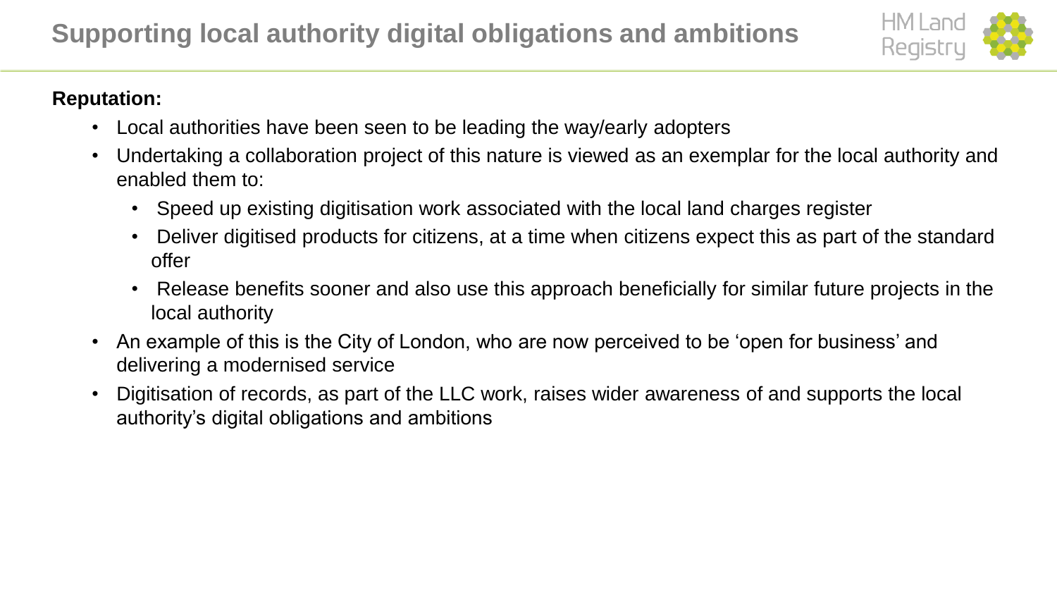# Supporting local authority digital obligations and ambitions

**Reputation:**

- Local authorities have been seen to be leading the way/early adopters
- Undertaking a collaboration project of this nature is viewed as an exemplar for the local authority and enabled them to:
  - Speed up existing digitisation work associated with the local land charges register
  - Deliver digitised products for citizens, at a time when citizens expect this as part of the standard offer
  - Release benefits sooner and also use this approach beneficially for similar future projects in the local authority
- An example of this is the City of London, who are now perceived to be 'open for business' and delivering a modernised service
- Digitisation of records, as part of the LLC work, raises wider awareness of and supports the local authority's digital obligations and ambitions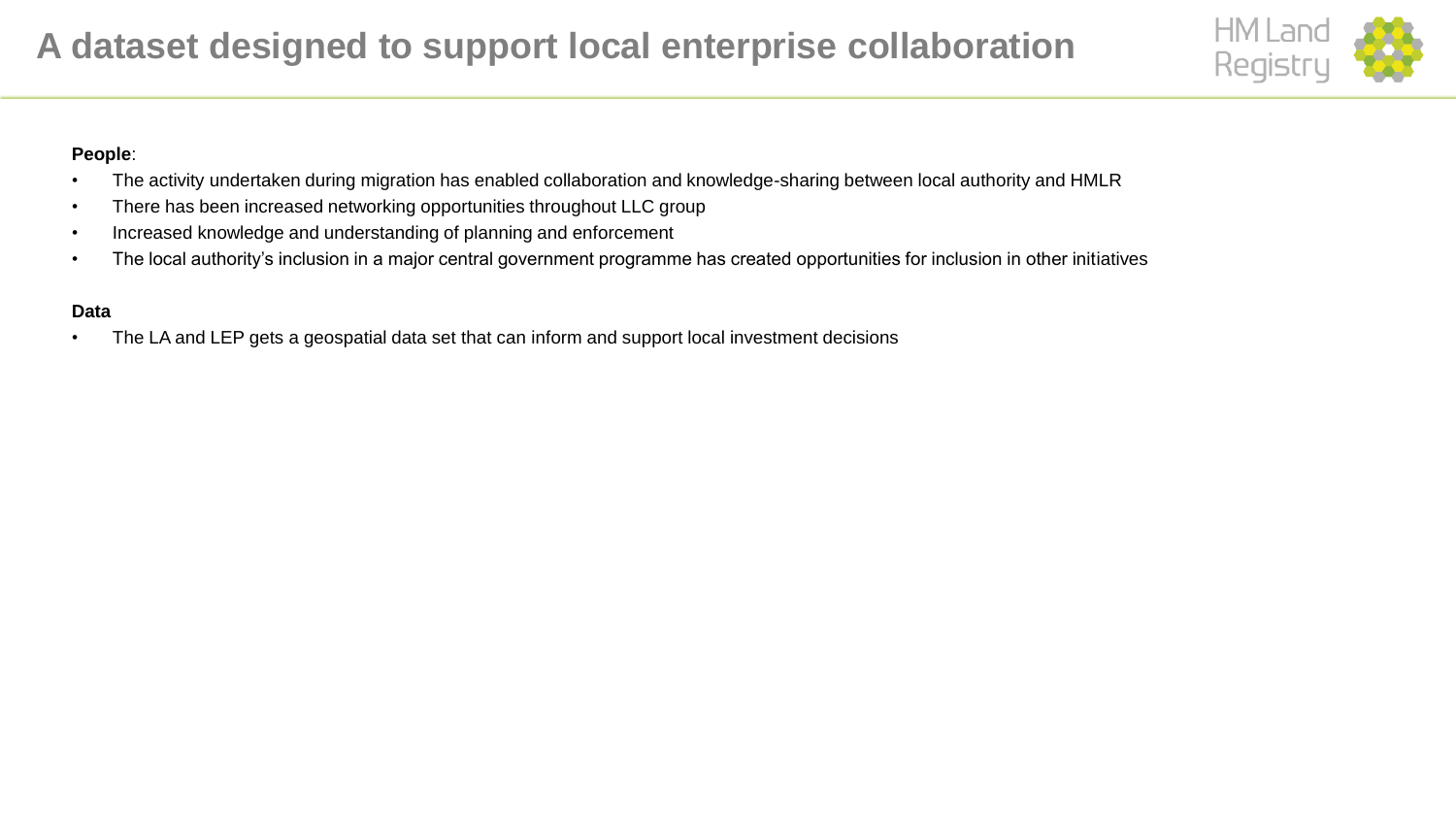# A dataset designed to support local enterprise collaboration

**People**:

- The activity undertaken during migration has enabled collaboration and knowledge-sharing between local authority and HMLR
- There has been increased networking opportunities throughout LLC group
- Increased knowledge and understanding of planning and enforcement
- The local authority's inclusion in a major central government programme has created opportunities for inclusion in other initiatives

**Data**

- The LA and LEP gets a geospatial data set that can inform and support local investment decisions